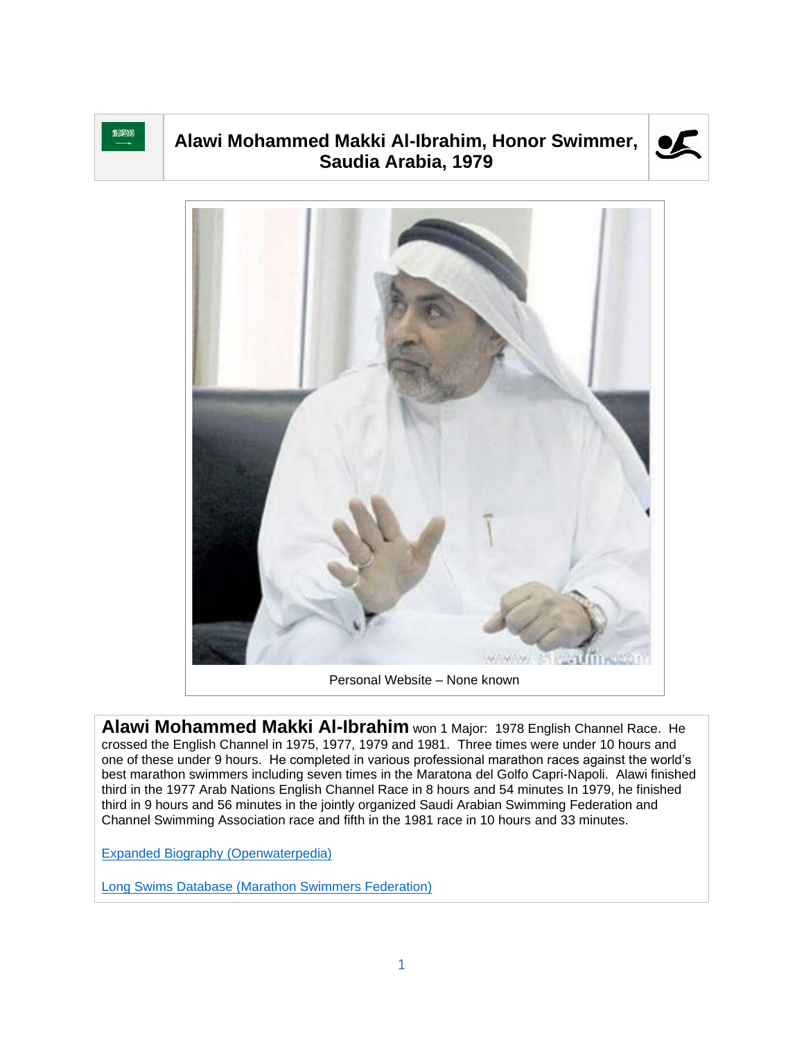# Alawi Mohammed Makki Al-Ibrahim, Honor Swimmer, Saudia Arabia, 1979

Personal Website – None known

**Alawi Mohammed Makki Al-Ibrahim** won 1 Major: 1978 English Channel Race. He crossed the English Channel in 1975, 1977, 1979 and 1981. Three times were under 10 hours and one of these under 9 hours. He completed in various professional marathon races against the world's best marathon swimmers including seven times in the Maratona del Golfo Capri-Napoli. Alawi finished third in the 1977 Arab Nations English Channel Race in 8 hours and 54 minutes In 1979, he finished third in 9 hours and 56 minutes in the jointly organized Saudi Arabian Swimming Federation and Channel Swimming Association race and fifth in the 1981 race in 10 hours and 33 minutes.

[Expanded Biography (Openwaterpedia)]

[Long Swims Database (Marathon Swimmers Federation)]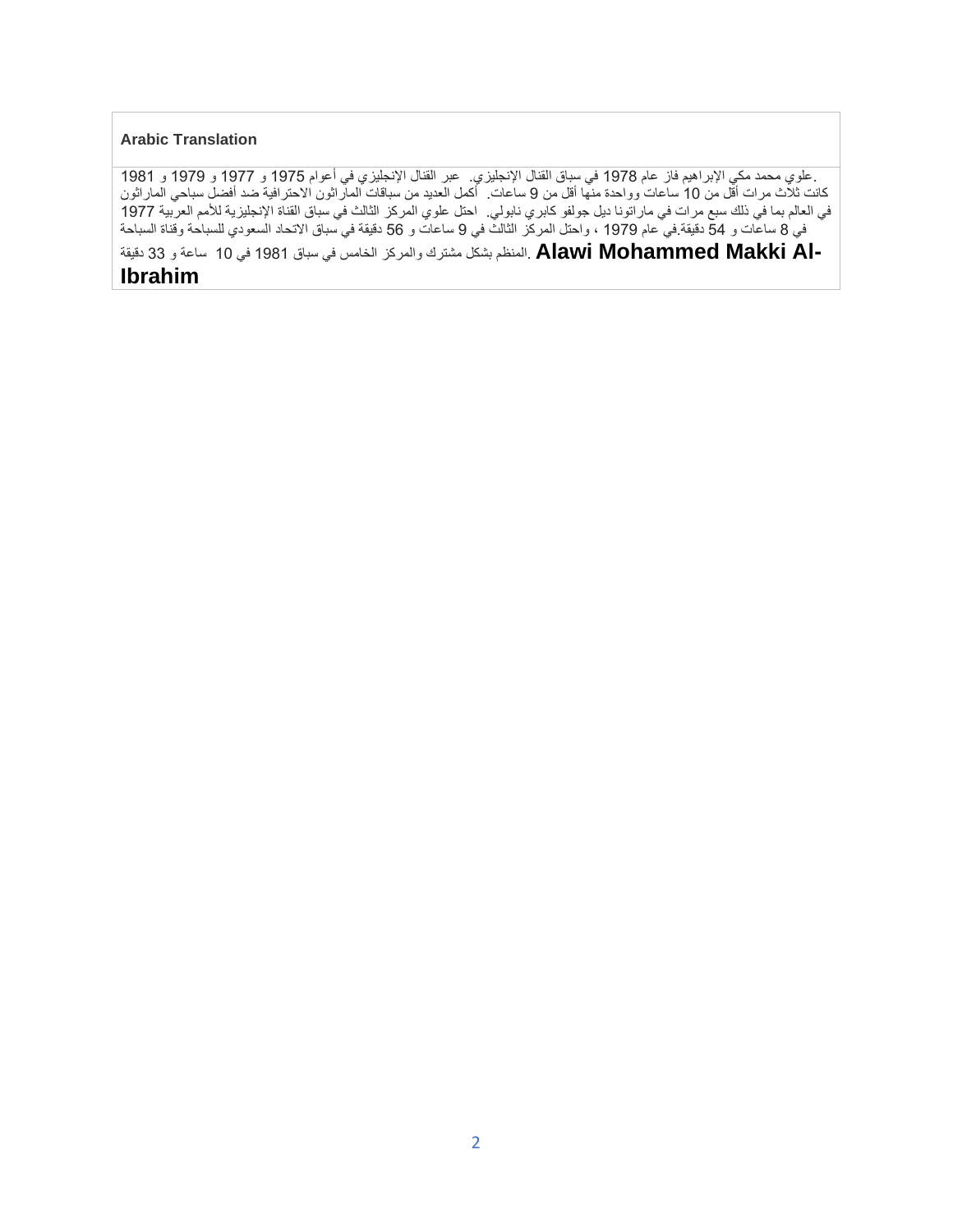| Arabic Translation |
| --- |
| .علوي محمد مكي الإبراهيم فاز عام 1978 في سباق القنال الإنجليزي. عبر القنال الإنجليزي في أعوام 1975 و 1977 و 1979 و 1981 كانت ثلاث مرات أقل من 10 ساعات وواحدة منها أقل من 9 ساعات. أكمل العديد من سباقات الماراثون الاحترافية ضد أفضل سباحي الماراثون في العالم بما في ذلك سبع مرات في ماراتونا ديل جولفو كابري نابولي. احتل علوي المركز الثالث في سباق القناة الإنجليزية للأمم العربية 1977 في 8 ساعات و 54 دقيقة.في عام 1979 ، واحتل المركز الثالث في 9 ساعات و 56 دقيقة في سباق الاتحاد السعودي للسباحة وقناة السباحة المنظم بشكل مشترك والمركز الخامس في سباق 1981 في 10 ساعة و 33 دقيقة. **Alawi Mohammed Makki Al-Ibrahim** |